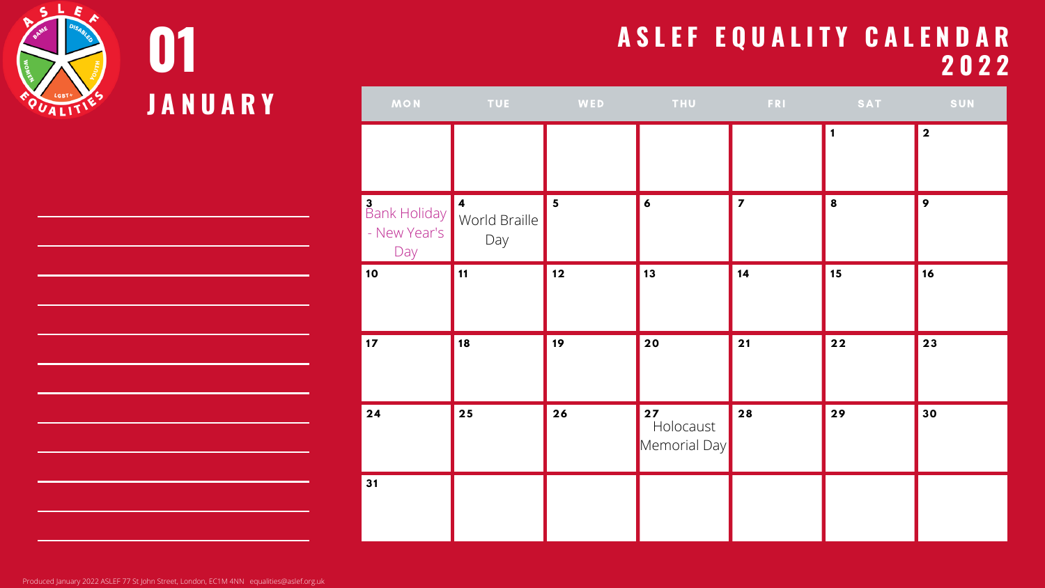# 01 JANUARY

## ASLEF EQUALITY CALENDAR 2022

| MON | TUE | WED | THU | FRI | SAT | SUN |
|---|---|---|---|---|---|---|
| | | | | | 1 | 2 |
| 3 Bank Holiday - New Year's Day | 4 World Braille Day | 5 | 6 | 7 | 8 | 9 |
| 10 | 11 | 12 | 13 | 14 | 15 | 16 |
| 17 | 18 | 19 | 20 | 21 | 22 | 23 |
| 24 | 25 | 26 | 27 Holocaust Memorial Day | 28 | 29 | 30 |
| 31 | | | | | | |

Produced January 2022 ASLEF 77 St John Street, London, EC1M 4NN equalities@aslef.org.uk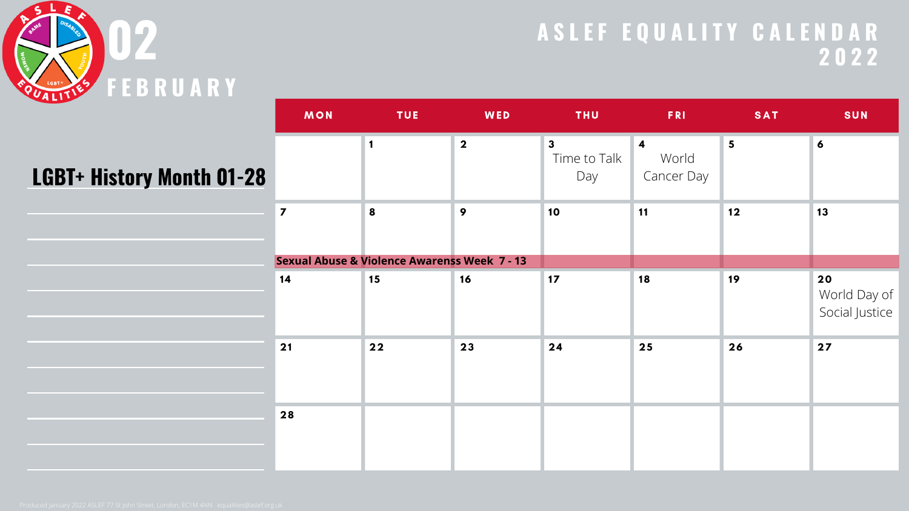# 02 FEBRUARY

## ASLEF EQUALITY CALENDAR 2022

**LGBT+ History Month 01-28**

| MON | TUE | WED | THU | FRI | SAT | SUN |
|---|---|---|---|---|---|---|
| | 1 | 2 | 3 Time to Talk Day | 4 World Cancer Day | 5 | 6 |
| 7 | 8 | 9 | 10 | 11 | 12 | 13 |
| **Sexual Abuse & Violence Awarenss Week 7 - 13** | | | | | | |
| 14 | 15 | 16 | 17 | 18 | 19 | 20 World Day of Social Justice |
| 21 | 22 | 23 | 24 | 25 | 26 | 27 |
| 28 | | | | | | |

Produced January 2022 ASLEF 77 St John Street, London, EC1M 4NN · equalities@aslef.org.uk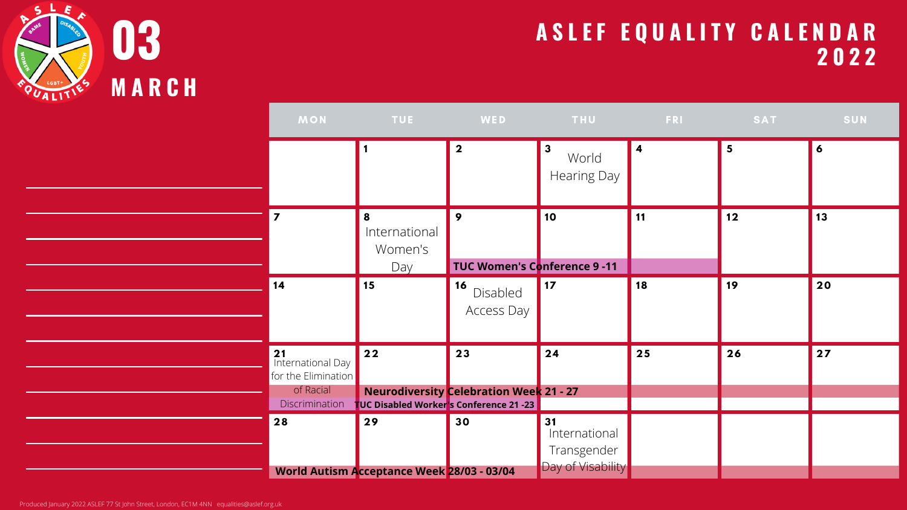# 03 MARCH

## ASLEF EQUALITY CALENDAR 2022

| MON | TUE | WED | THU | FRI | SAT | SUN |
|---|---|---|---|---|---|---|
| | 1 | 2 | 3 World Hearing Day | 4 | 5 | 6 |
| 7 | 8 International Women's Day | 9 TUC Women's Conference 9 -11 | 10 | 11 | 12 | 13 |
| 14 | 15 | 16 Disabled Access Day | 17 | 18 | 19 | 20 |
| 21 International Day for the Elimination of Racial Discrimination | 22 Neurodiversity Celebration Week 21 - 27; TUC Disabled Worker's Conference 21 -23 | 23 | 24 | 25 | 26 | 27 |
| 28 World Autism Acceptance Week 28/03 - 03/04 | 29 | 30 | 31 International Transgender Day of Visability | | | |

Produced January 2022 ASLEF 77 St John Street, London, EC1M 4NN equalities@aslef.org.uk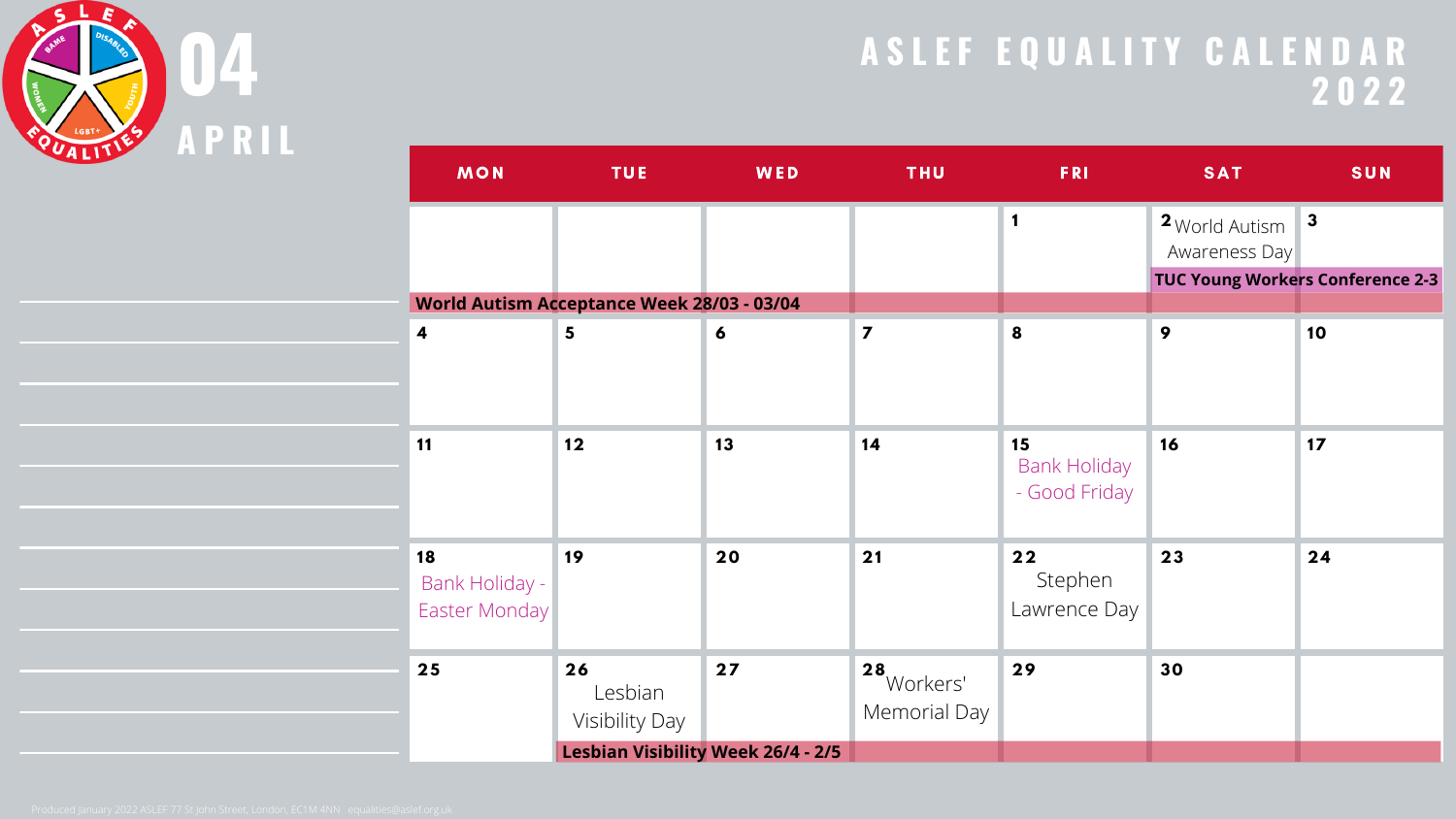# 04 APRIL

## ASLEF EQUALITY CALENDAR 2022

| MON | TUE | WED | THU | FRI | SAT | SUN |
|---|---|---|---|---|---|---|
| | | | | 1 | 2 World Autism Awareness Day | 3 |
| 4 | 5 | 6 | 7 | 8 | 9 | 10 |
| 11 | 12 | 13 | 14 | 15 Bank Holiday - Good Friday | 16 | 17 |
| 18 Bank Holiday - Easter Monday | 19 | 20 | 21 | 22 Stephen Lawrence Day | 23 | 24 |
| 25 | 26 Lesbian Visibility Day | 27 | 28 Workers' Memorial Day | 29 | 30 | |

**TUC Young Workers Conference 2-3**

**World Autism Acceptance Week 28/03 - 03/04**

**Lesbian Visibility Week 26/4 - 2/5**

Produced January 2022 ASLEF 77 St John Street, London, EC1M 4NN · equalities@aslef.org.uk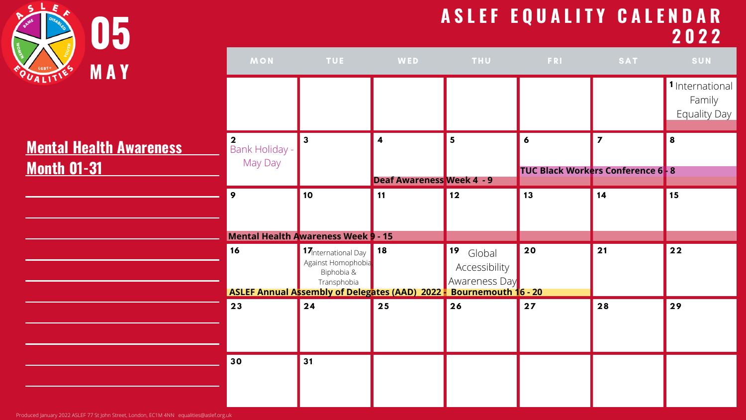# 05 MAY

# ASLEF EQUALITY CALENDAR 2022

## Mental Health Awareness Month 01-31

| MON | TUE | WED | THU | FRI | SAT | SUN |
|---|---|---|---|---|---|---|
| | | | | | | 1 International Family Equality Day |
| 2 Bank Holiday - May Day | 3 | 4 Deaf Awareness Week 4 - 9 | 5 | 6 TUC Black Workers Conference 6 - 8 | 7 | 8 |
| 9 Mental Health Awareness Week 9 - 15 | 10 | 11 | 12 | 13 | 14 | 15 |
| 16 ASLEF Annual Assembly of Delegates (AAD) 2022 - Bournemouth 16 - 20 | 17 International Day Against Homophobia Biphobia & Transphobia | 18 | 19 Global Accessibility Awareness Day | 20 | 21 | 22 |
| 23 | 24 | 25 | 26 | 27 | 28 | 29 |
| 30 | 31 | | | | | |

Produced January 2022 ASLEF 77 St John Street, London, EC1M 4NN equalities@aslef.org.uk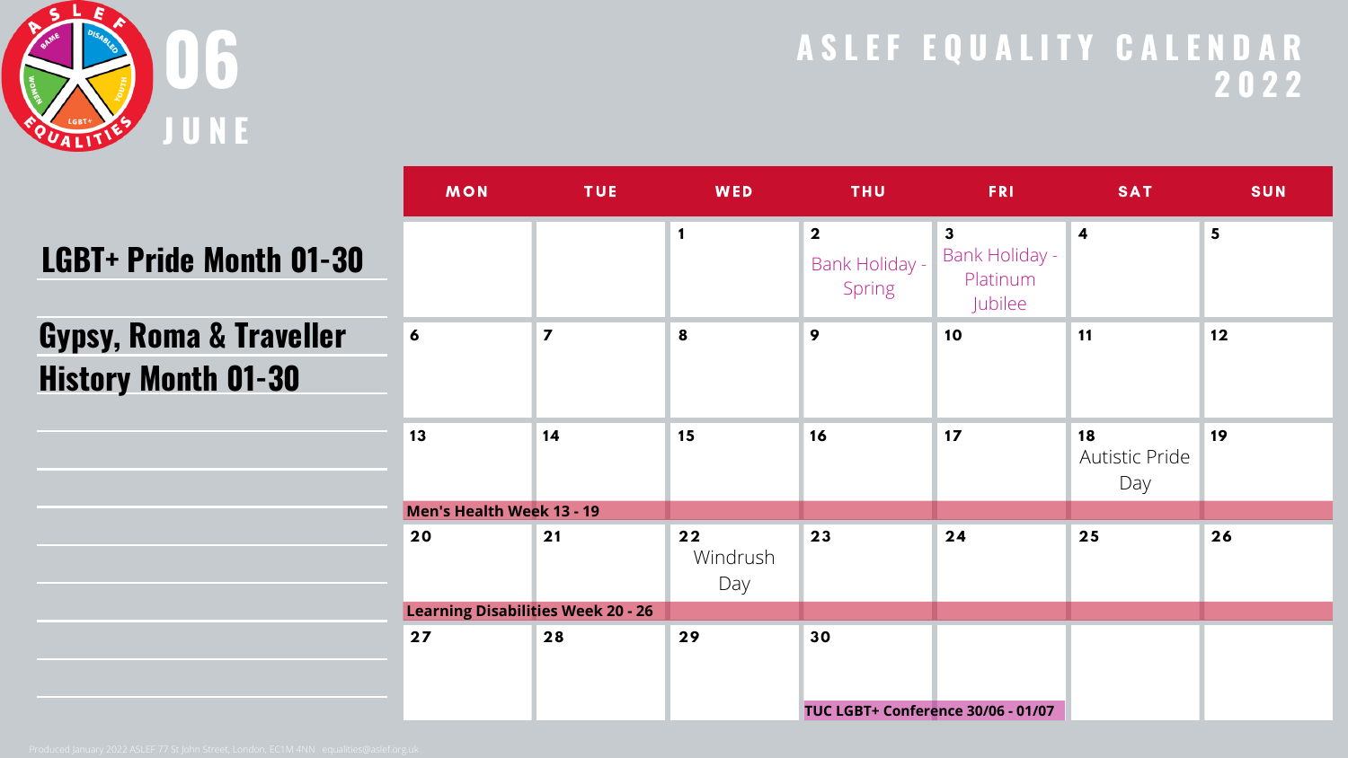# 06 JUNE

## ASLEF EQUALITY CALENDAR 2022

**LGBT+ Pride Month 01-30**

**Gypsy, Roma & Traveller History Month 01-30**

| MON | TUE | WED | THU | FRI | SAT | SUN |
|---|---|---|---|---|---|---|
| | | 1 | 2 Bank Holiday - Spring | 3 Bank Holiday - Platinum Jubilee | 4 | 5 |
| 6 | 7 | 8 | 9 | 10 | 11 | 12 |
| 13 Men's Health Week 13 - 19 | 14 | 15 | 16 | 17 | 18 Autistic Pride Day | 19 |
| 20 Learning Disabilities Week 20 - 26 | 21 | 22 Windrush Day | 23 | 24 | 25 | 26 |
| 27 | 28 | 29 | 30 TUC LGBT+ Conference 30/06 - 01/07 | | | |

Produced January 2022 ASLEF 77 St John Street, London, EC1M 4NN · equalities@aslef.org.uk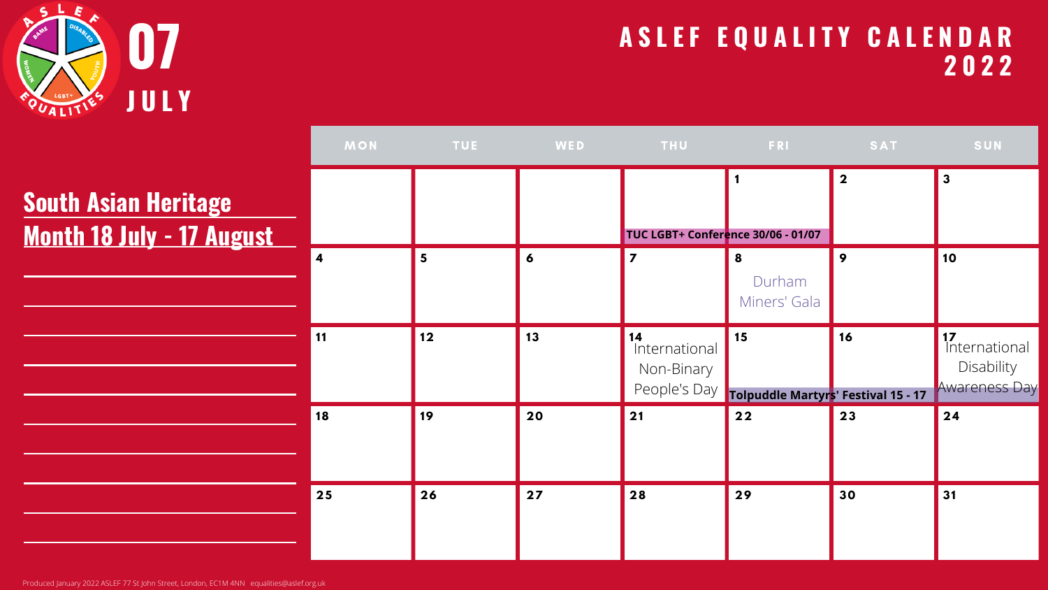# 07 JULY

## ASLEF EQUALITY CALENDAR 2022

**South Asian Heritage Month 18 July - 17 August**

| MON | TUE | WED | THU | FRI | SAT | SUN |
|---|---|---|---|---|---|---|
| | | | TUC LGBT+ Conference 30/06 - 01/07 | 1 | 2 | 3 |
| 4 | 5 | 6 | 7 | 8 Durham Miners' Gala | 9 | 10 |
| 11 | 12 | 13 | 14 International Non-Binary People's Day | 15 Tolpuddle Martyrs' Festival 15 - 17 | 16 | 17 International Disability Awareness Day |
| 18 | 19 | 20 | 21 | 22 | 23 | 24 |
| 25 | 26 | 27 | 28 | 29 | 30 | 31 |

Produced January 2022 ASLEF 77 St John Street, London, EC1M 4NN equalities@aslef.org.uk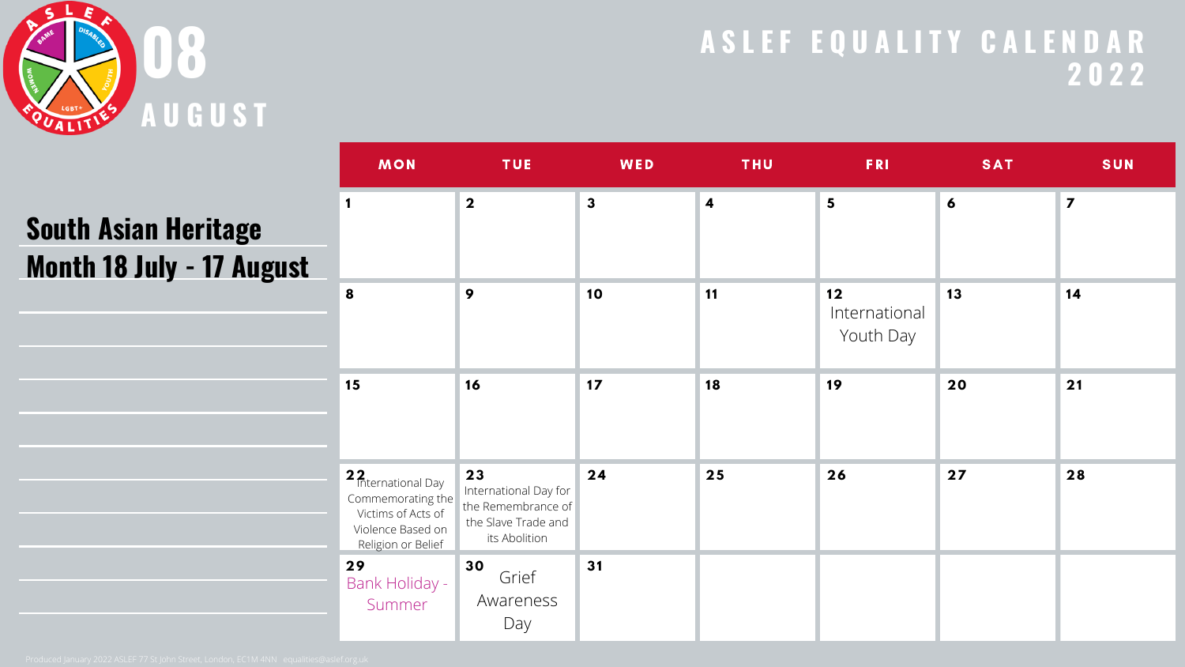# 08 AUGUST

## ASLEF EQUALITY CALENDAR 2022

**South Asian Heritage Month 18 July - 17 August**

| MON | TUE | WED | THU | FRI | SAT | SUN |
|---|---|---|---|---|---|---|
| 1 | 2 | 3 | 4 | 5 | 6 | 7 |
| 8 | 9 | 10 | 11 | 12 International Youth Day | 13 | 14 |
| 15 | 16 | 17 | 18 | 19 | 20 | 21 |
| 22 International Day Commemorating the Victims of Acts of Violence Based on Religion or Belief | 23 International Day for the Remembrance of the Slave Trade and its Abolition | 24 | 25 | 26 | 27 | 28 |
| 29 Bank Holiday - Summer | 30 Grief Awareness Day | 31 | | | | |

Produced January 2022 ASLEF 77 St John Street, London, EC1M 4NN · equalities@aslef.org.uk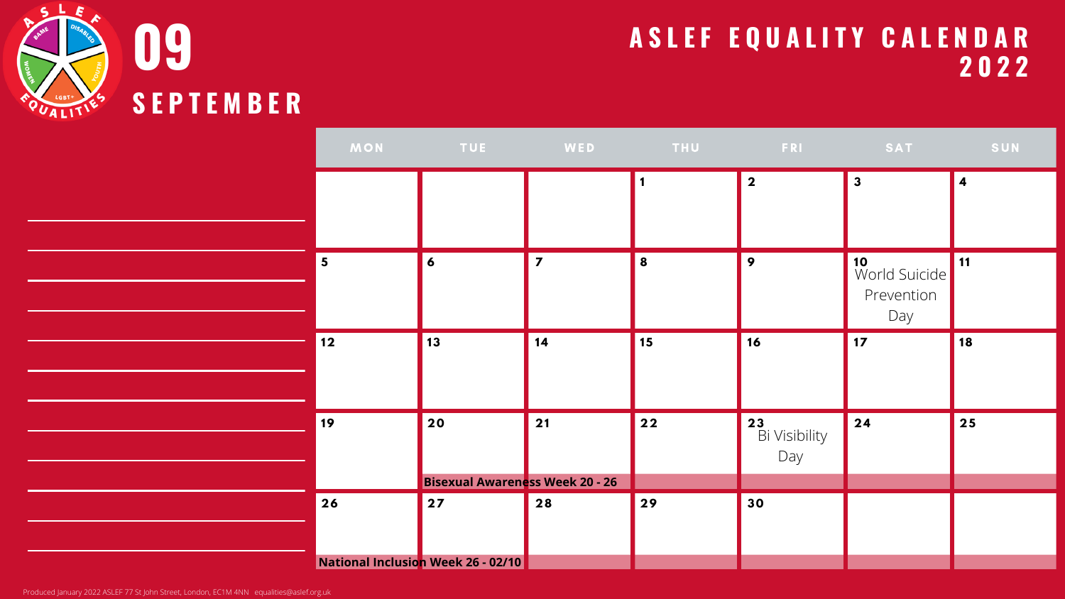# 09 SEPTEMBER

## ASLEF EQUALITY CALENDAR 2022

| MON | TUE | WED | THU | FRI | SAT | SUN |
|---|---|---|---|---|---|---|
| | | | 1 | 2 | 3 | 4 |
| 5 | 6 | 7 | 8 | 9 | 10 World Suicide Prevention Day | 11 |
| 12 | 13 | 14 | 15 | 16 | 17 | 18 |
| 19 | 20 **Bisexual Awareness Week 20 - 26** | 21 | 22 | 23 Bi Visibility Day | 24 | 25 |
| 26 **National Inclusion Week 26 - 02/10** | 27 | 28 | 29 | 30 | | |

Produced January 2022 ASLEF 77 St John Street, London, EC1M 4NN equalities@aslef.org.uk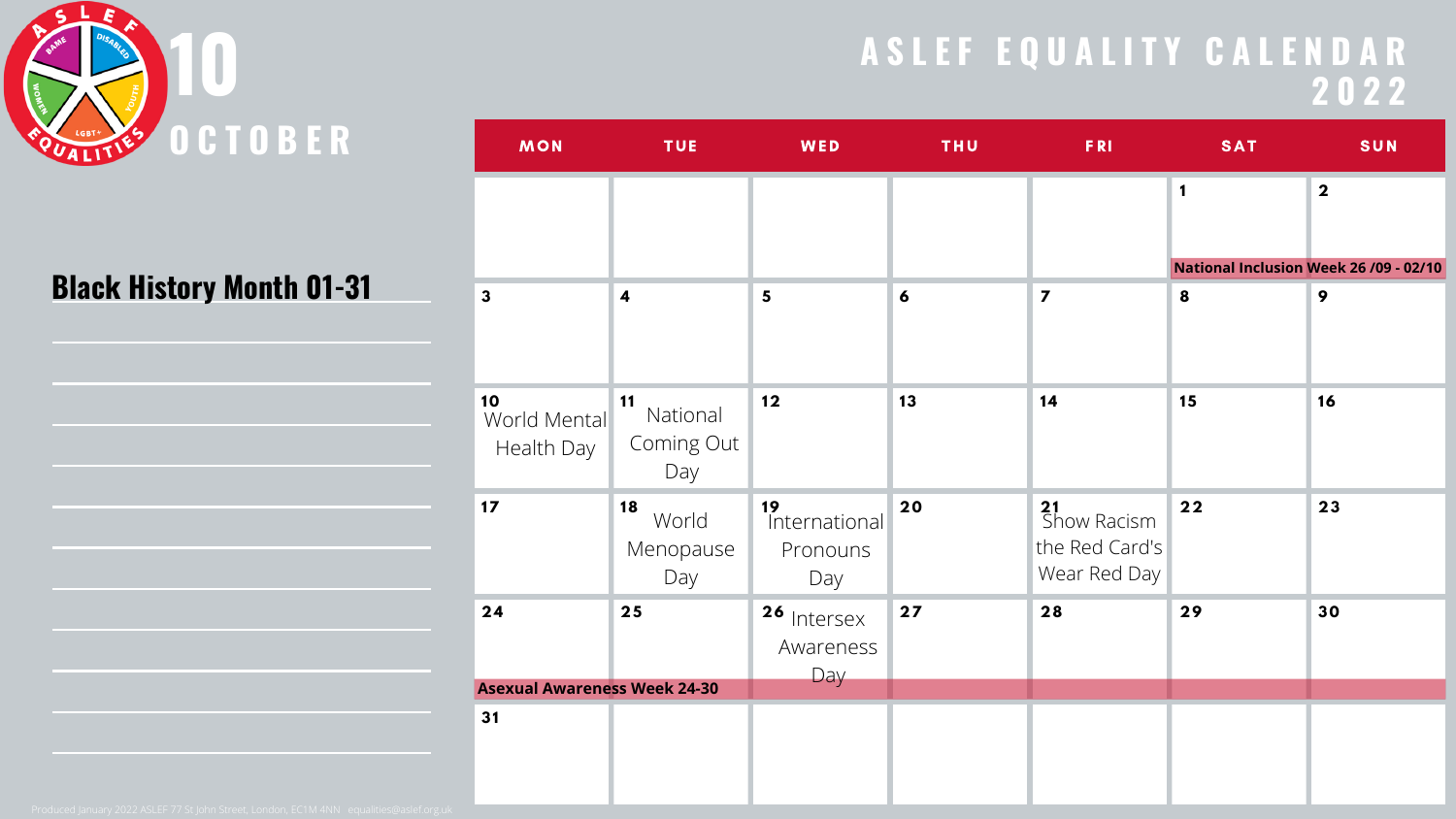# ASLEF EQUALITY CALENDAR 2022

## 10 OCTOBER

**Black History Month 01-31**

| MON | TUE | WED | THU | FRI | SAT | SUN |
|---|---|---|---|---|---|---|
| | | | | | 1 National Inclusion Week 26 /09 - 02/10 | 2 |
| 3 | 4 | 5 | 6 | 7 | 8 | 9 |
| 10 World Mental Health Day | 11 National Coming Out Day | 12 | 13 | 14 | 15 | 16 |
| 17 | 18 World Menopause Day | 19 International Pronouns Day | 20 | 21 Show Racism the Red Card's Wear Red Day | 22 | 23 |
| 24 Asexual Awareness Week 24-30 | 25 | 26 Intersex Awareness Day | 27 | 28 | 29 | 30 |
| 31 | | | | | | |

Produced January 2022 ASLEF 77 St John Street, London, EC1M 4NN · equalities@aslef.org.uk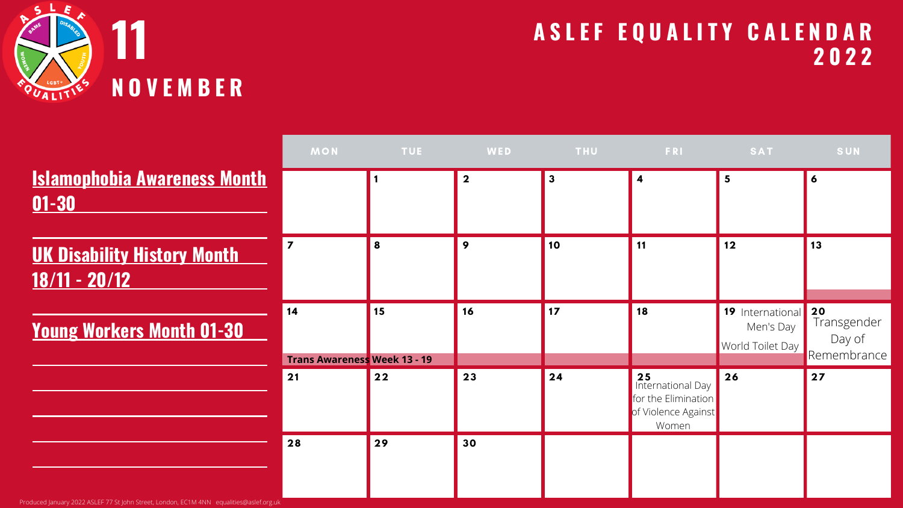# 11 NOVEMBER

## ASLEF EQUALITY CALENDAR 2022

**Islamophobia Awareness Month 01-30**

**UK Disability History Month 18/11 - 20/12**

**Young Workers Month 01-30**

| MON | TUE | WED | THU | FRI | SAT | SUN |
|---|---|---|---|---|---|---|
| | 1 | 2 | 3 | 4 | 5 | 6 |
| 7 | 8 | 9 | 10 | 11 | 12 | 13 |
| 14 **Trans Awareness Week 13 - 19** | 15 | 16 | 17 | 18 | 19 International Men's Day<br>World Toilet Day | 20 Transgender Day of Remembrance |
| 21 | 22 | 23 | 24 | 25 International Day for the Elimination of Violence Against Women | 26 | 27 |
| 28 | 29 | 30 | | | | |

Produced January 2022 ASLEF 77 St John Street, London, EC1M 4NN equalities@aslef.org.uk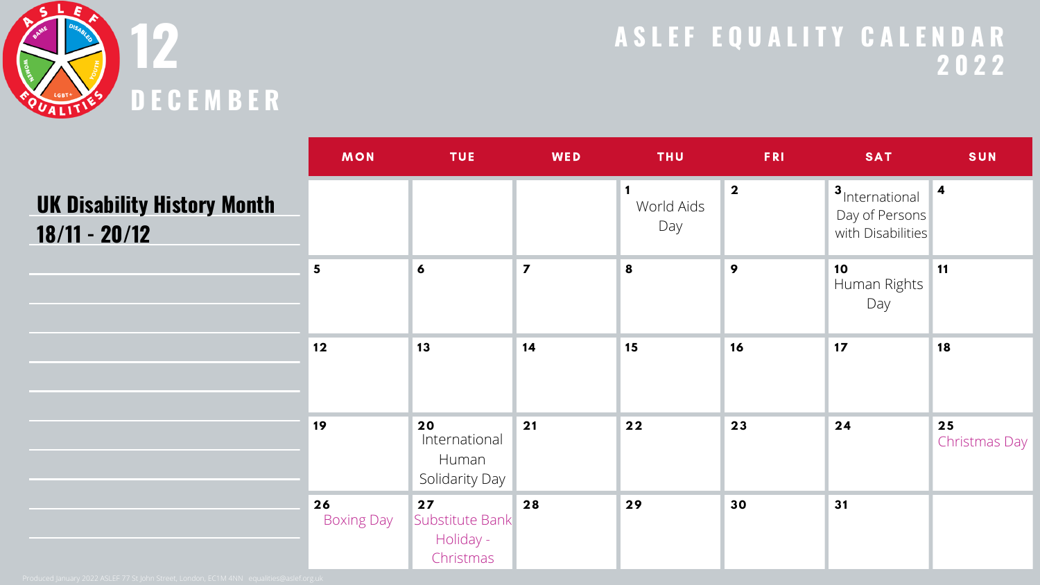# 12 DECEMBER

# ASLEF EQUALITY CALENDAR 2022

**UK Disability History Month 18/11 - 20/12**

| MON | TUE | WED | THU | FRI | SAT | SUN |
|---|---|---|---|---|---|---|
| | | | 1 World Aids Day | 2 | 3 International Day of Persons with Disabilities | 4 |
| 5 | 6 | 7 | 8 | 9 | 10 Human Rights Day | 11 |
| 12 | 13 | 14 | 15 | 16 | 17 | 18 |
| 19 | 20 International Human Solidarity Day | 21 | 22 | 23 | 24 | 25 Christmas Day |
| 26 Boxing Day | 27 Substitute Bank Holiday - Christmas | 28 | 29 | 30 | 31 | |

Produced January 2022 ASLEF 77 St John Street, London, EC1M 4NN · equalities@aslef.org.uk